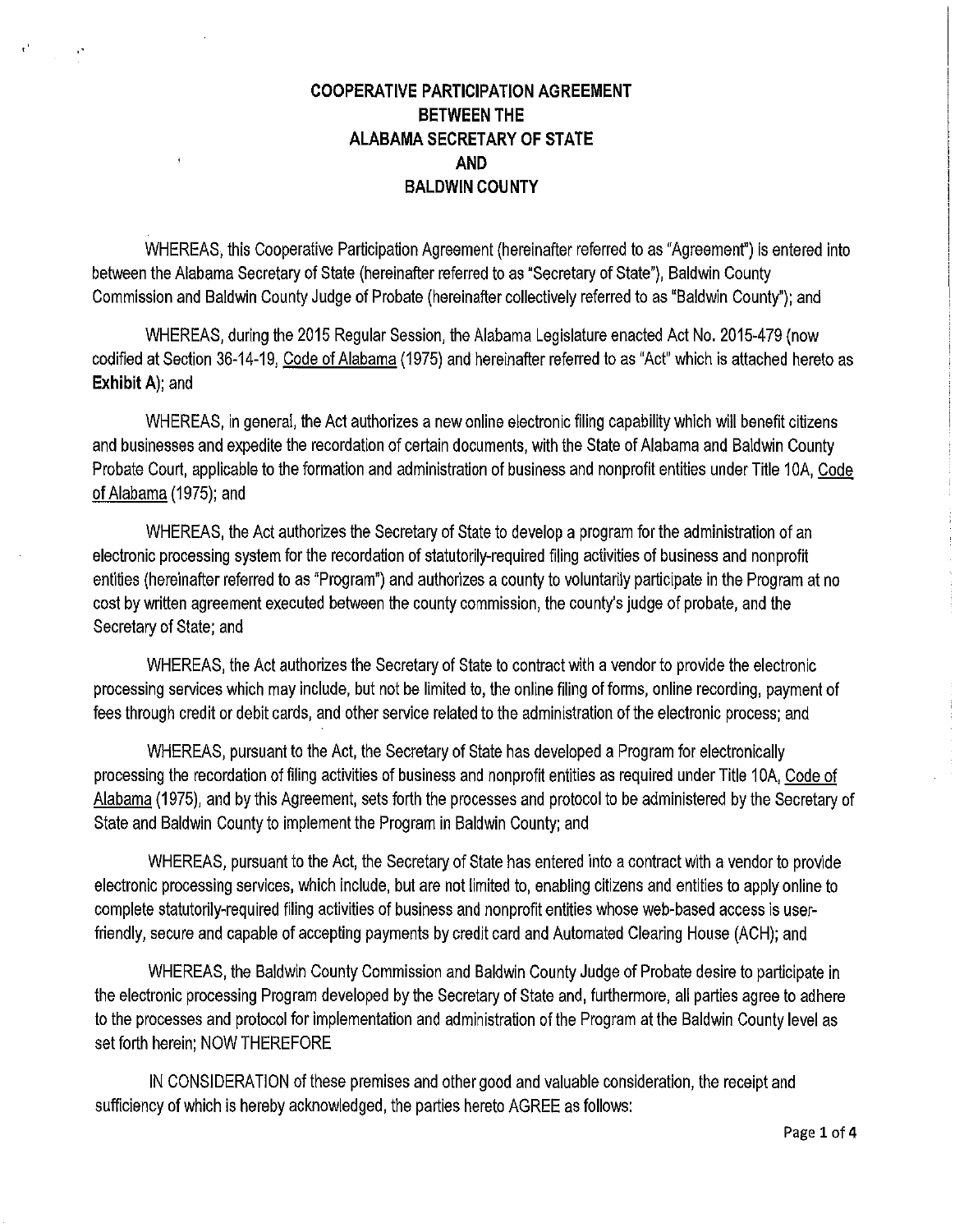# COOPERATIVE PARTICIPATION AGREEMENT BETWEEN THE ALABAMA SECRETARY OF STATE AND BALDWIN COUNTY

WHEREAS, this Cooperative Participation Agreement (hereinafter referred to as "Agreement") is entered into between the Alabama Secretary of State (hereinafter referred to as "Secretary of State"), Baldwin County Commission and Baldwin County Judge of Probate (hereinafter collectively referred to as "Baldwin County"); and

WHEREAS, during the 2015 Regular Session, the Alabama Legislature enacted Act No. 2015-479 (now codified at Section 36-14-19, Code of Alabama (1975) and hereinafter referred to as "Act" which is attached hereto as **Exhibit A**); and

WHEREAS, in general, the Act authorizes a new online electronic filing capability which will benefit citizens and businesses and expedite the recordation of certain documents, with the State of Alabama and Baldwin County Probate Court, applicable to the formation and administration of business and nonprofit entities under Title 10A, Code of Alabama (1975); and

WHEREAS, the Act authorizes the Secretary of State to develop a program for the administration of an electronic processing system for the recordation of statutorily-required filing activities of business and nonprofit entities (hereinafter referred to as "Program") and authorizes a county to voluntarily participate in the Program at no cost by written agreement executed between the county commission, the county's judge of probate, and the Secretary of State; and

WHEREAS, the Act authorizes the Secretary of State to contract with a vendor to provide the electronic processing services which may include, but not be limited to, the online filing of forms, online recording, payment of fees through credit or debit cards, and other service related to the administration of the electronic process; and

WHEREAS, pursuant to the Act, the Secretary of State has developed a Program for electronically processing the recordation of filing activities of business and nonprofit entities as required under Title 10A, Code of Alabama (1975), and by this Agreement, sets forth the processes and protocol to be administered by the Secretary of State and Baldwin County to implement the Program in Baldwin County; and

WHEREAS, pursuant to the Act, the Secretary of State has entered into a contract with a vendor to provide electronic processing services, which include, but are not limited to, enabling citizens and entities to apply online to complete statutorily-required filing activities of business and nonprofit entities whose web-based access is user-friendly, secure and capable of accepting payments by credit card and Automated Clearing House (ACH); and

WHEREAS, the Baldwin County Commission and Baldwin County Judge of Probate desire to participate in the electronic processing Program developed by the Secretary of State and, furthermore, all parties agree to adhere to the processes and protocol for implementation and administration of the Program at the Baldwin County level as set forth herein; NOW THEREFORE

IN CONSIDERATION of these premises and other good and valuable consideration, the receipt and sufficiency of which is hereby acknowledged, the parties hereto AGREE as follows: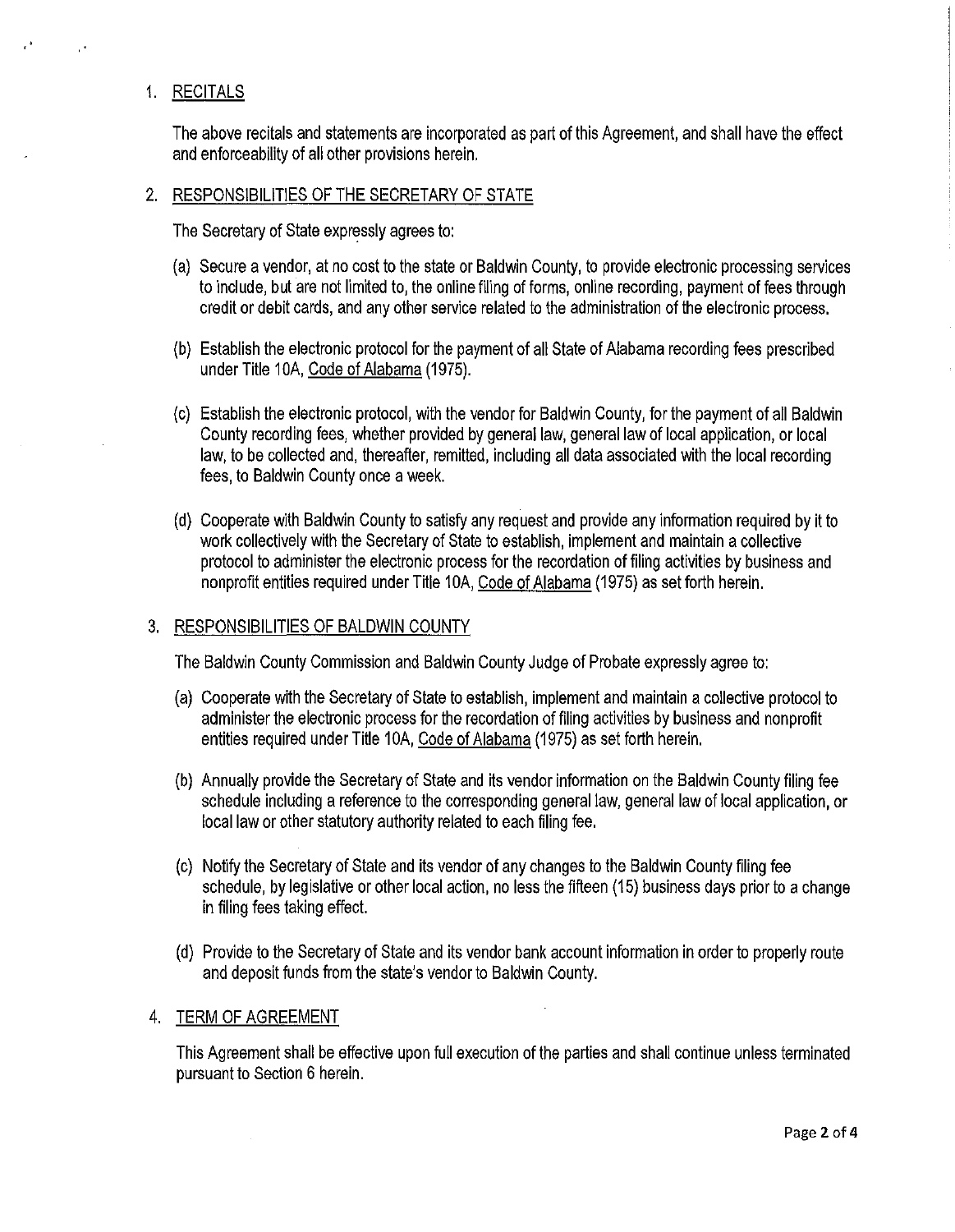1. RECITALS

   The above recitals and statements are incorporated as part of this Agreement, and shall have the effect and enforceability of all other provisions herein.

2. RESPONSIBILITIES OF THE SECRETARY OF STATE

   The Secretary of State expressly agrees to:

   (a) Secure a vendor, at no cost to the state or Baldwin County, to provide electronic processing services to include, but are not limited to, the online filing of forms, online recording, payment of fees through credit or debit cards, and any other service related to the administration of the electronic process.

   (b) Establish the electronic protocol for the payment of all State of Alabama recording fees prescribed under Title 10A, Code of Alabama (1975).

   (c) Establish the electronic protocol, with the vendor for Baldwin County, for the payment of all Baldwin County recording fees, whether provided by general law, general law of local application, or local law, to be collected and, thereafter, remitted, including all data associated with the local recording fees, to Baldwin County once a week.

   (d) Cooperate with Baldwin County to satisfy any request and provide any information required by it to work collectively with the Secretary of State to establish, implement and maintain a collective protocol to administer the electronic process for the recordation of filing activities by business and nonprofit entities required under Title 10A, Code of Alabama (1975) as set forth herein.

3. RESPONSIBILITIES OF BALDWIN COUNTY

   The Baldwin County Commission and Baldwin County Judge of Probate expressly agree to:

   (a) Cooperate with the Secretary of State to establish, implement and maintain a collective protocol to administer the electronic process for the recordation of filing activities by business and nonprofit entities required under Title 10A, Code of Alabama (1975) as set forth herein.

   (b) Annually provide the Secretary of State and its vendor information on the Baldwin County filing fee schedule including a reference to the corresponding general law, general law of local application, or local law or other statutory authority related to each filing fee.

   (c) Notify the Secretary of State and its vendor of any changes to the Baldwin County filing fee schedule, by legislative or other local action, no less the fifteen (15) business days prior to a change in filing fees taking effect.

   (d) Provide to the Secretary of State and its vendor bank account information in order to properly route and deposit funds from the state's vendor to Baldwin County.

4. TERM OF AGREEMENT

   This Agreement shall be effective upon full execution of the parties and shall continue unless terminated pursuant to Section 6 herein.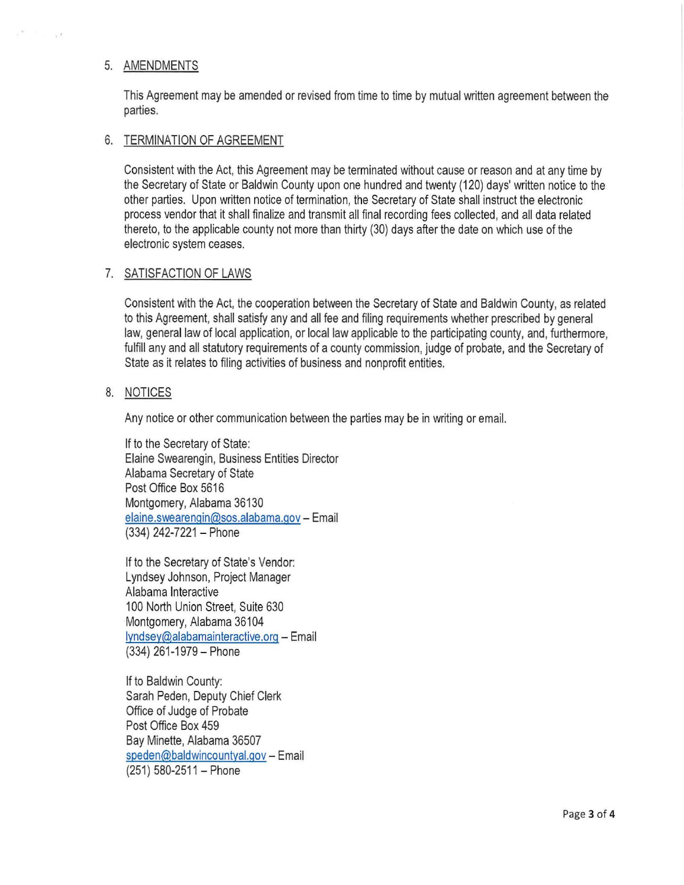## 5. AMENDMENTS

This Agreement may be amended or revised from time to time by mutual written agreement between the parties.

## 6. TERMINATION OF AGREEMENT

Consistent with the Act, this Agreement may be terminated without cause or reason and at any time by the Secretary of State or Baldwin County upon one hundred and twenty (120) days' written notice to the other parties. Upon written notice of termination, the Secretary of State shall instruct the electronic process vendor that it shall finalize and transmit all final recording fees collected, and all data related thereto, to the applicable county not more than thirty (30) days after the date on which use of the electronic system ceases.

## 7. SATISFACTION OF LAWS

Consistent with the Act, the cooperation between the Secretary of State and Baldwin County, as related to this Agreement, shall satisfy any and all fee and filing requirements whether prescribed by general law, general law of local application, or local law applicable to the participating county, and, furthermore, fulfill any and all statutory requirements of a county commission, judge of probate, and the Secretary of State as it relates to filing activities of business and nonprofit entities.

## 8. NOTICES

Any notice or other communication between the parties may be in writing or email.

If to the Secretary of State:
Elaine Swearengin, Business Entities Director
Alabama Secretary of State
Post Office Box 5616
Montgomery, Alabama 36130
elaine.swearengin@sos.alabama.gov – Email
(334) 242-7221 – Phone

If to the Secretary of State's Vendor:
Lyndsey Johnson, Project Manager
Alabama Interactive
100 North Union Street, Suite 630
Montgomery, Alabama 36104
lyndsey@alabamainteractive.org – Email
(334) 261-1979 – Phone

If to Baldwin County:
Sarah Peden, Deputy Chief Clerk
Office of Judge of Probate
Post Office Box 459
Bay Minette, Alabama 36507
speden@baldwincountyal.gov – Email
(251) 580-2511 – Phone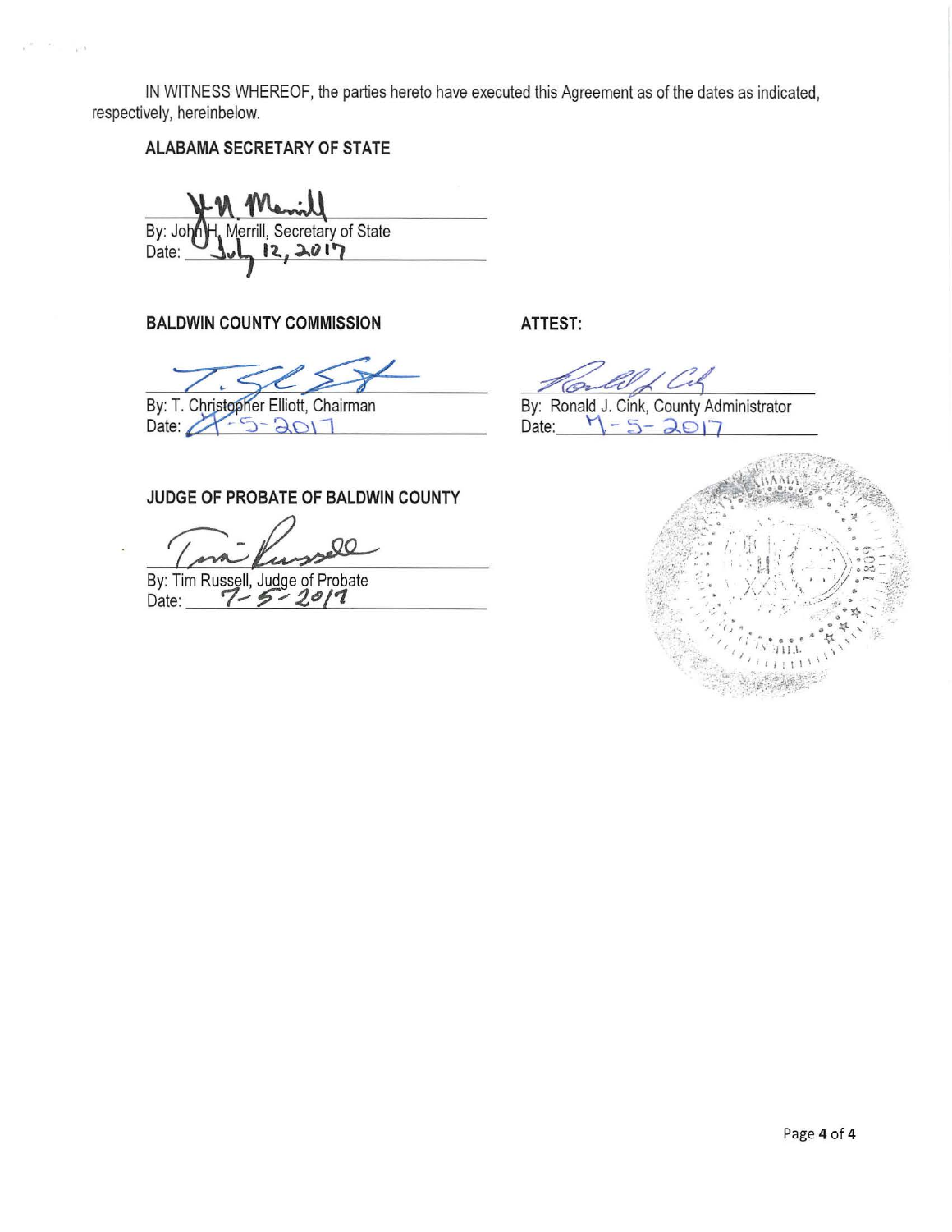IN WITNESS WHEREOF, the parties hereto have executed this Agreement as of the dates as indicated, respectively, hereinbelow.

**ALABAMA SECRETARY OF STATE**

By: John H. Merrill, Secretary of State
Date: July 12, 2017

**BALDWIN COUNTY COMMISSION**

By: T. Christopher Elliott, Chairman
Date: 4-5-2017

**ATTEST:**

By: Ronald J. Cink, County Administrator
Date: 4-5-2017

**JUDGE OF PROBATE OF BALDWIN COUNTY**

By: Tim Russell, Judge of Probate
Date: 7-5-2017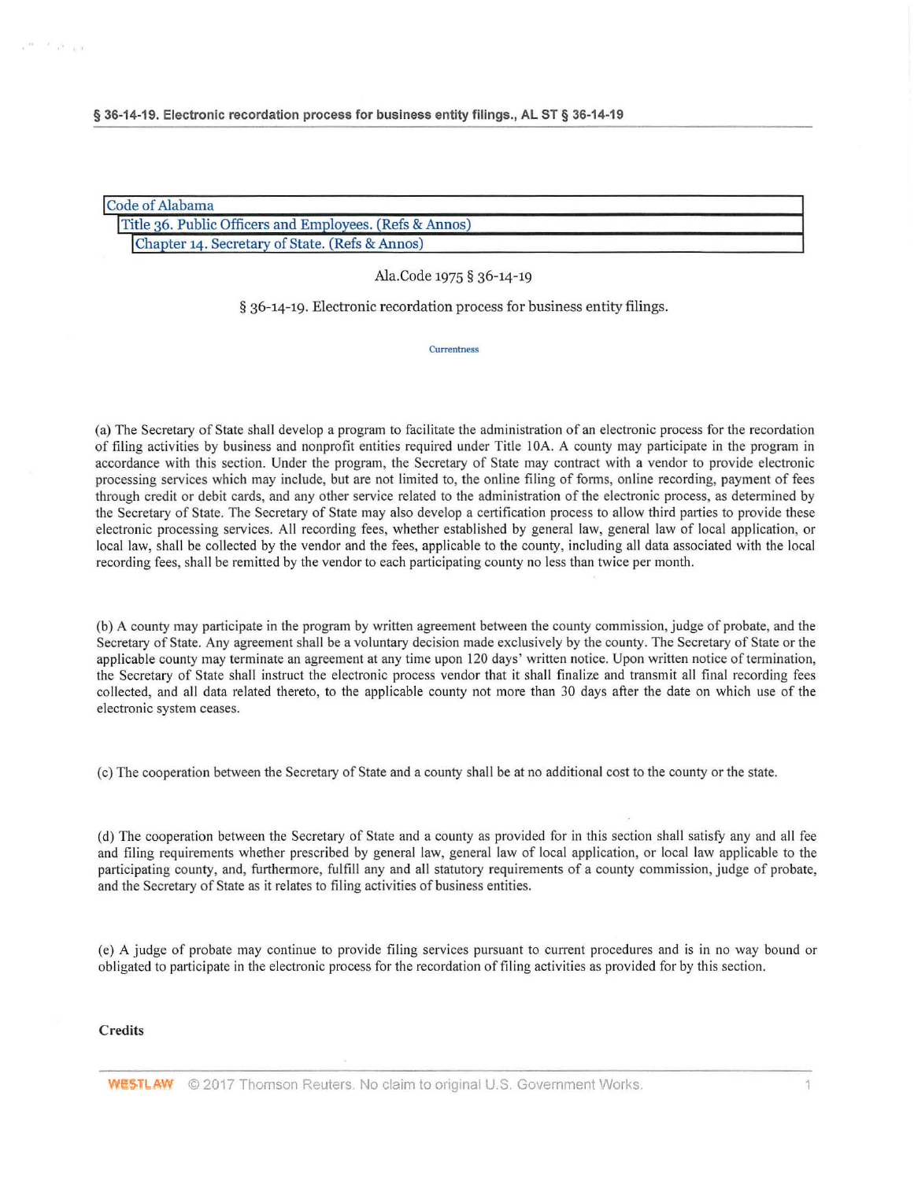Code of Alabama

Title 36. Public Officers and Employees. (Refs & Annos)

Chapter 14. Secretary of State. (Refs & Annos)

Ala.Code 1975 § 36-14-19

# § 36-14-19. Electronic recordation process for business entity filings.

Currentness

(a) The Secretary of State shall develop a program to facilitate the administration of an electronic process for the recordation of filing activities by business and nonprofit entities required under Title 10A. A county may participate in the program in accordance with this section. Under the program, the Secretary of State may contract with a vendor to provide electronic processing services which may include, but are not limited to, the online filing of forms, online recording, payment of fees through credit or debit cards, and any other service related to the administration of the electronic process, as determined by the Secretary of State. The Secretary of State may also develop a certification process to allow third parties to provide these electronic processing services. All recording fees, whether established by general law, general law of local application, or local law, shall be collected by the vendor and the fees, applicable to the county, including all data associated with the local recording fees, shall be remitted by the vendor to each participating county no less than twice per month.

(b) A county may participate in the program by written agreement between the county commission, judge of probate, and the Secretary of State. Any agreement shall be a voluntary decision made exclusively by the county. The Secretary of State or the applicable county may terminate an agreement at any time upon 120 days' written notice. Upon written notice of termination, the Secretary of State shall instruct the electronic process vendor that it shall finalize and transmit all final recording fees collected, and all data related thereto, to the applicable county not more than 30 days after the date on which use of the electronic system ceases.

(c) The cooperation between the Secretary of State and a county shall be at no additional cost to the county or the state.

(d) The cooperation between the Secretary of State and a county as provided for in this section shall satisfy any and all fee and filing requirements whether prescribed by general law, general law of local application, or local law applicable to the participating county, and, furthermore, fulfill any and all statutory requirements of a county commission, judge of probate, and the Secretary of State as it relates to filing activities of business entities.

(e) A judge of probate may continue to provide filing services pursuant to current procedures and is in no way bound or obligated to participate in the electronic process for the recordation of filing activities as provided for by this section.

**Credits**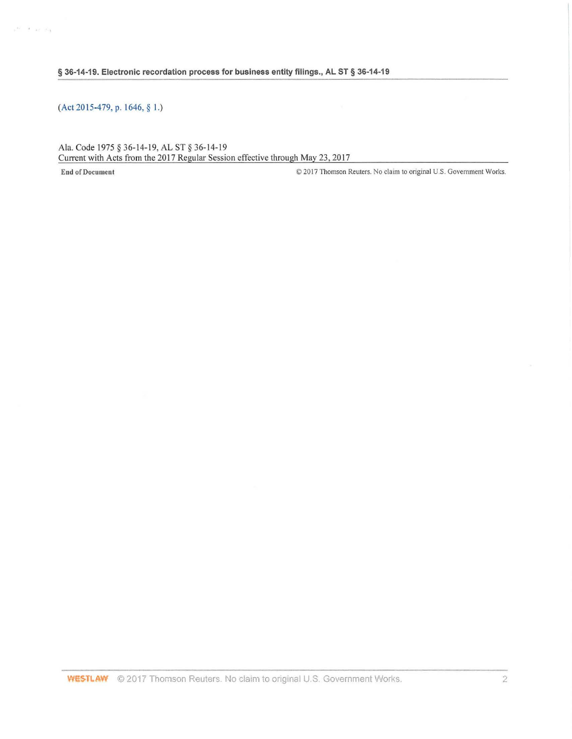(Act 2015-479, p. 1646, § 1.)

Ala. Code 1975 § 36-14-19, AL ST § 36-14-19
Current with Acts from the 2017 Regular Session effective through May 23, 2017

End of Document © 2017 Thomson Reuters. No claim to original U.S. Government Works.